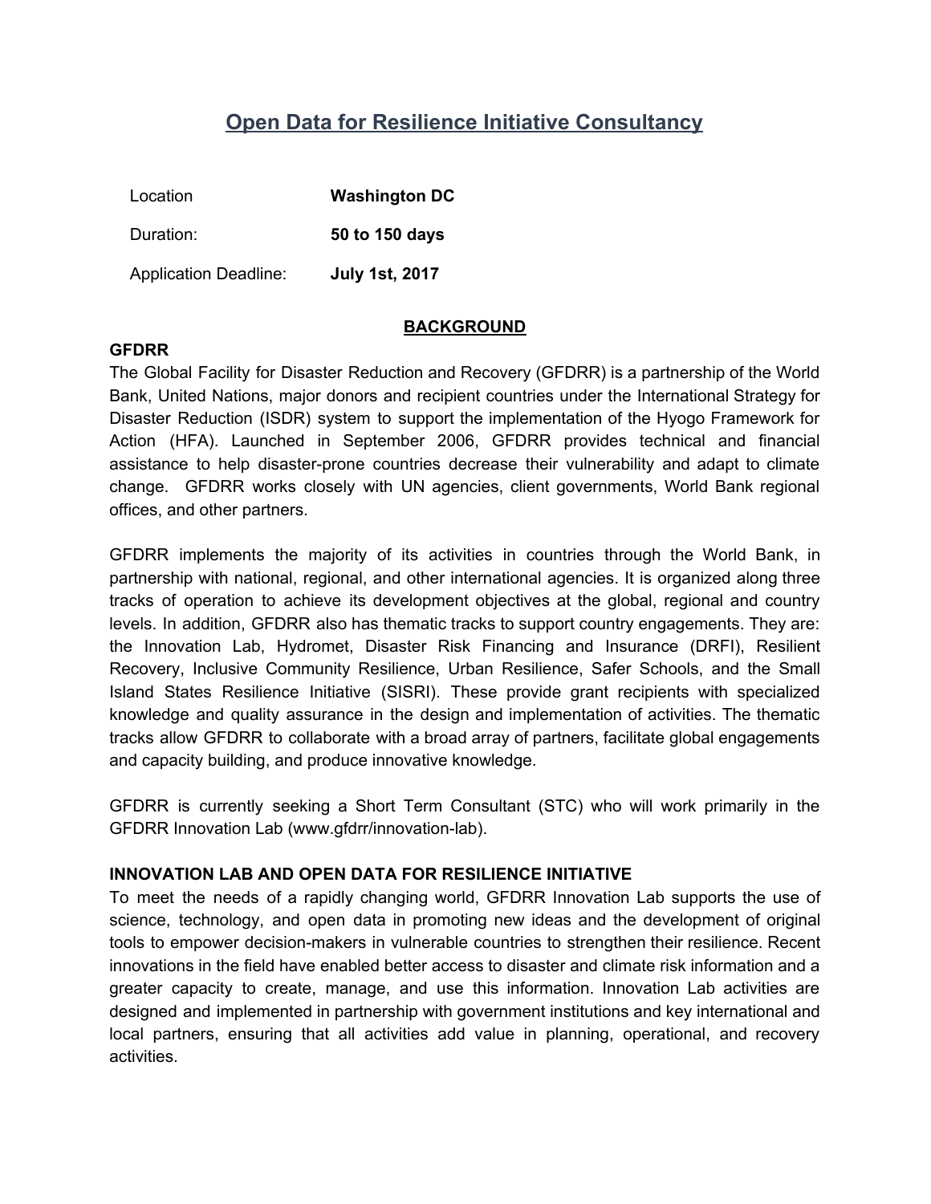# Open Data for Resilience Initiative Consultancy

| | |
|---|---|
| Location | **Washington DC** |
| Duration: | **50 to 150 days** |
| Application Deadline: | **July 1st, 2017** |

## BACKGROUND

**GFDRR**

The Global Facility for Disaster Reduction and Recovery (GFDRR) is a partnership of the World Bank, United Nations, major donors and recipient countries under the International Strategy for Disaster Reduction (ISDR) system to support the implementation of the Hyogo Framework for Action (HFA). Launched in September 2006, GFDRR provides technical and financial assistance to help disaster-prone countries decrease their vulnerability and adapt to climate change. GFDRR works closely with UN agencies, client governments, World Bank regional offices, and other partners.

GFDRR implements the majority of its activities in countries through the World Bank, in partnership with national, regional, and other international agencies. It is organized along three tracks of operation to achieve its development objectives at the global, regional and country levels. In addition, GFDRR also has thematic tracks to support country engagements. They are: the Innovation Lab, Hydromet, Disaster Risk Financing and Insurance (DRFI), Resilient Recovery, Inclusive Community Resilience, Urban Resilience, Safer Schools, and the Small Island States Resilience Initiative (SISRI). These provide grant recipients with specialized knowledge and quality assurance in the design and implementation of activities. The thematic tracks allow GFDRR to collaborate with a broad array of partners, facilitate global engagements and capacity building, and produce innovative knowledge.

GFDRR is currently seeking a Short Term Consultant (STC) who will work primarily in the GFDRR Innovation Lab (www.gfdrr/innovation-lab).

**INNOVATION LAB AND OPEN DATA FOR RESILIENCE INITIATIVE**

To meet the needs of a rapidly changing world, GFDRR Innovation Lab supports the use of science, technology, and open data in promoting new ideas and the development of original tools to empower decision-makers in vulnerable countries to strengthen their resilience. Recent innovations in the field have enabled better access to disaster and climate risk information and a greater capacity to create, manage, and use this information. Innovation Lab activities are designed and implemented in partnership with government institutions and key international and local partners, ensuring that all activities add value in planning, operational, and recovery activities.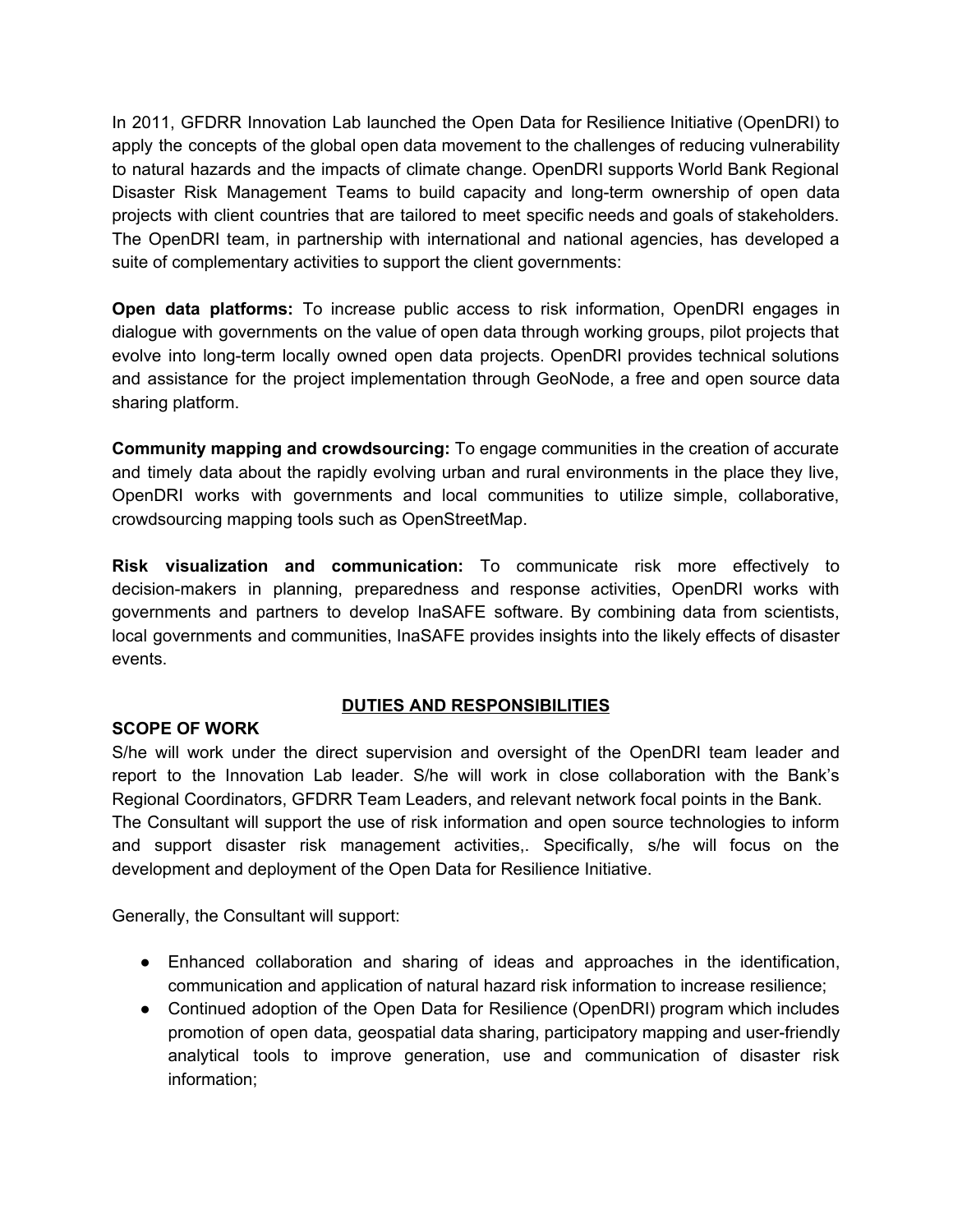In 2011, GFDRR Innovation Lab launched the Open Data for Resilience Initiative (OpenDRI) to apply the concepts of the global open data movement to the challenges of reducing vulnerability to natural hazards and the impacts of climate change. OpenDRI supports World Bank Regional Disaster Risk Management Teams to build capacity and long-term ownership of open data projects with client countries that are tailored to meet specific needs and goals of stakeholders. The OpenDRI team, in partnership with international and national agencies, has developed a suite of complementary activities to support the client governments:

**Open data platforms:** To increase public access to risk information, OpenDRI engages in dialogue with governments on the value of open data through working groups, pilot projects that evolve into long-term locally owned open data projects. OpenDRI provides technical solutions and assistance for the project implementation through GeoNode, a free and open source data sharing platform.

**Community mapping and crowdsourcing:** To engage communities in the creation of accurate and timely data about the rapidly evolving urban and rural environments in the place they live, OpenDRI works with governments and local communities to utilize simple, collaborative, crowdsourcing mapping tools such as OpenStreetMap.

**Risk visualization and communication:** To communicate risk more effectively to decision-makers in planning, preparedness and response activities, OpenDRI works with governments and partners to develop InaSAFE software. By combining data from scientists, local governments and communities, InaSAFE provides insights into the likely effects of disaster events.

## DUTIES AND RESPONSIBILITIES

**SCOPE OF WORK**

S/he will work under the direct supervision and oversight of the OpenDRI team leader and report to the Innovation Lab leader. S/he will work in close collaboration with the Bank's Regional Coordinators, GFDRR Team Leaders, and relevant network focal points in the Bank.

The Consultant will support the use of risk information and open source technologies to inform and support disaster risk management activities,. Specifically, s/he will focus on the development and deployment of the Open Data for Resilience Initiative.

Generally, the Consultant will support:

- Enhanced collaboration and sharing of ideas and approaches in the identification, communication and application of natural hazard risk information to increase resilience;
- Continued adoption of the Open Data for Resilience (OpenDRI) program which includes promotion of open data, geospatial data sharing, participatory mapping and user-friendly analytical tools to improve generation, use and communication of disaster risk information;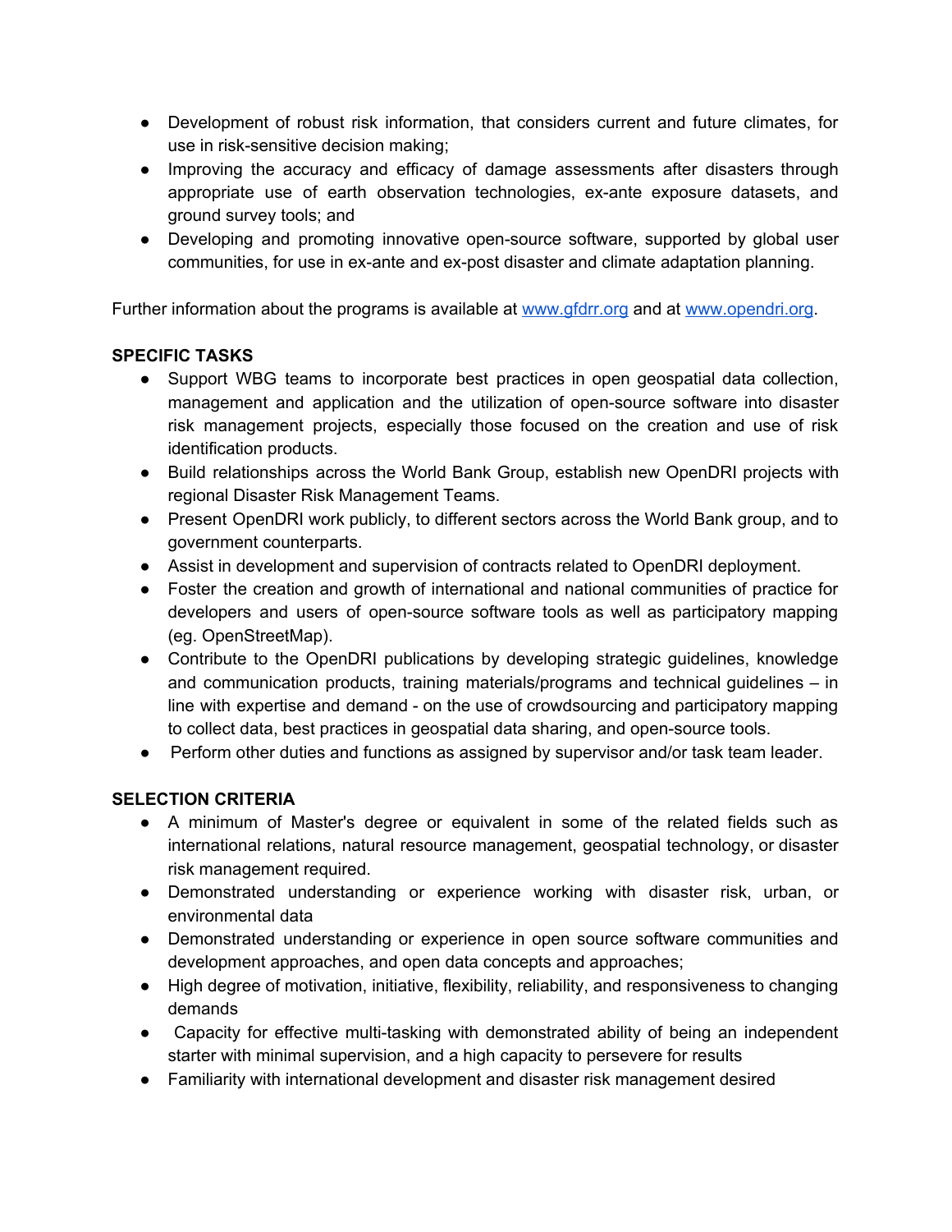- Development of robust risk information, that considers current and future climates, for use in risk-sensitive decision making;
- Improving the accuracy and efficacy of damage assessments after disasters through appropriate use of earth observation technologies, ex-ante exposure datasets, and ground survey tools; and
- Developing and promoting innovative open-source software, supported by global user communities, for use in ex-ante and ex-post disaster and climate adaptation planning.

Further information about the programs is available at [www.gfdrr.org](http://www.gfdrr.org) and at [www.opendri.org](http://www.opendri.org).

**SPECIFIC TASKS**

- Support WBG teams to incorporate best practices in open geospatial data collection, management and application and the utilization of open-source software into disaster risk management projects, especially those focused on the creation and use of risk identification products.
- Build relationships across the World Bank Group, establish new OpenDRI projects with regional Disaster Risk Management Teams.
- Present OpenDRI work publicly, to different sectors across the World Bank group, and to government counterparts.
- Assist in development and supervision of contracts related to OpenDRI deployment.
- Foster the creation and growth of international and national communities of practice for developers and users of open-source software tools as well as participatory mapping (eg. OpenStreetMap).
- Contribute to the OpenDRI publications by developing strategic guidelines, knowledge and communication products, training materials/programs and technical guidelines – in line with expertise and demand - on the use of crowdsourcing and participatory mapping to collect data, best practices in geospatial data sharing, and open-source tools.
- Perform other duties and functions as assigned by supervisor and/or task team leader.

**SELECTION CRITERIA**

- A minimum of Master's degree or equivalent in some of the related fields such as international relations, natural resource management, geospatial technology, or disaster risk management required.
- Demonstrated understanding or experience working with disaster risk, urban, or environmental data
- Demonstrated understanding or experience in open source software communities and development approaches, and open data concepts and approaches;
- High degree of motivation, initiative, flexibility, reliability, and responsiveness to changing demands
- Capacity for effective multi-tasking with demonstrated ability of being an independent starter with minimal supervision, and a high capacity to persevere for results
- Familiarity with international development and disaster risk management desired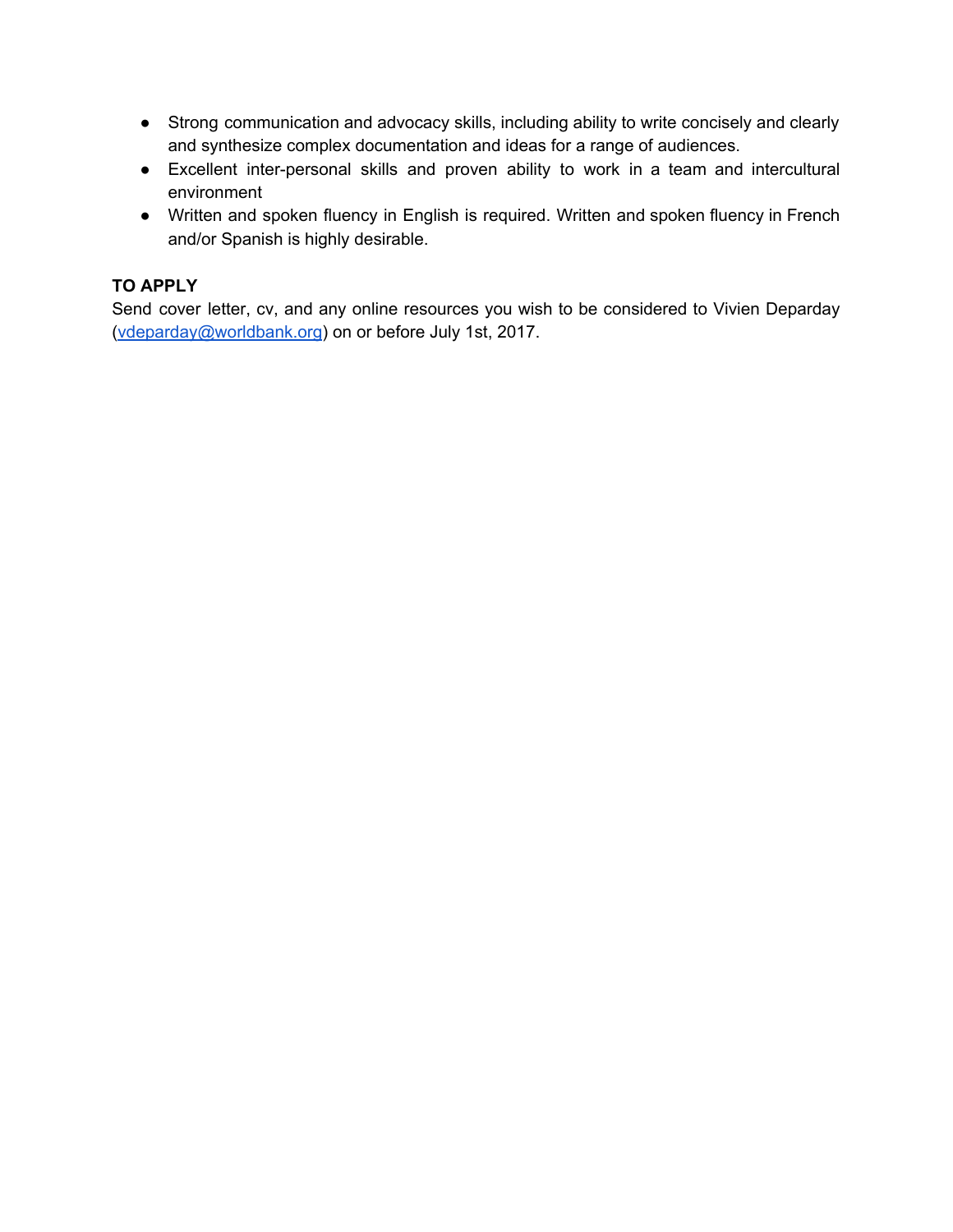- Strong communication and advocacy skills, including ability to write concisely and clearly and synthesize complex documentation and ideas for a range of audiences.
- Excellent inter-personal skills and proven ability to work in a team and intercultural environment
- Written and spoken fluency in English is required. Written and spoken fluency in French and/or Spanish is highly desirable.

**TO APPLY**

Send cover letter, cv, and any online resources you wish to be considered to Vivien Deparday (vdeparday@worldbank.org) on or before July 1st, 2017.